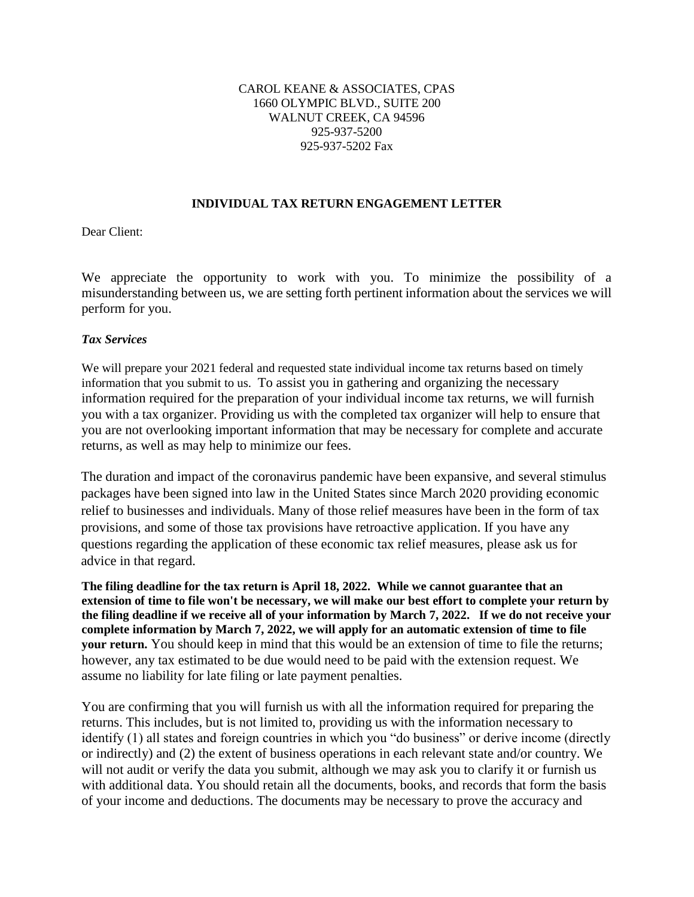CAROL KEANE & ASSOCIATES, CPAS
1660 OLYMPIC BLVD., SUITE 200
WALNUT CREEK, CA 94596
925-937-5200
925-937-5202 Fax

## INDIVIDUAL TAX RETURN ENGAGEMENT LETTER

Dear Client:

We appreciate the opportunity to work with you. To minimize the possibility of a misunderstanding between us, we are setting forth pertinent information about the services we will perform for you.

***Tax Services***

We will prepare your 2021 federal and requested state individual income tax returns based on timely information that you submit to us. To assist you in gathering and organizing the necessary information required for the preparation of your individual income tax returns, we will furnish you with a tax organizer. Providing us with the completed tax organizer will help to ensure that you are not overlooking important information that may be necessary for complete and accurate returns, as well as may help to minimize our fees.

The duration and impact of the coronavirus pandemic have been expansive, and several stimulus packages have been signed into law in the United States since March 2020 providing economic relief to businesses and individuals. Many of those relief measures have been in the form of tax provisions, and some of those tax provisions have retroactive application. If you have any questions regarding the application of these economic tax relief measures, please ask us for advice in that regard.

**The filing deadline for the tax return is April 18, 2022. While we cannot guarantee that an extension of time to file won't be necessary, we will make our best effort to complete your return by the filing deadline if we receive all of your information by March 7, 2022. If we do not receive your complete information by March 7, 2022, we will apply for an automatic extension of time to file your return.** You should keep in mind that this would be an extension of time to file the returns; however, any tax estimated to be due would need to be paid with the extension request. We assume no liability for late filing or late payment penalties.

You are confirming that you will furnish us with all the information required for preparing the returns. This includes, but is not limited to, providing us with the information necessary to identify (1) all states and foreign countries in which you "do business" or derive income (directly or indirectly) and (2) the extent of business operations in each relevant state and/or country. We will not audit or verify the data you submit, although we may ask you to clarify it or furnish us with additional data. You should retain all the documents, books, and records that form the basis of your income and deductions. The documents may be necessary to prove the accuracy and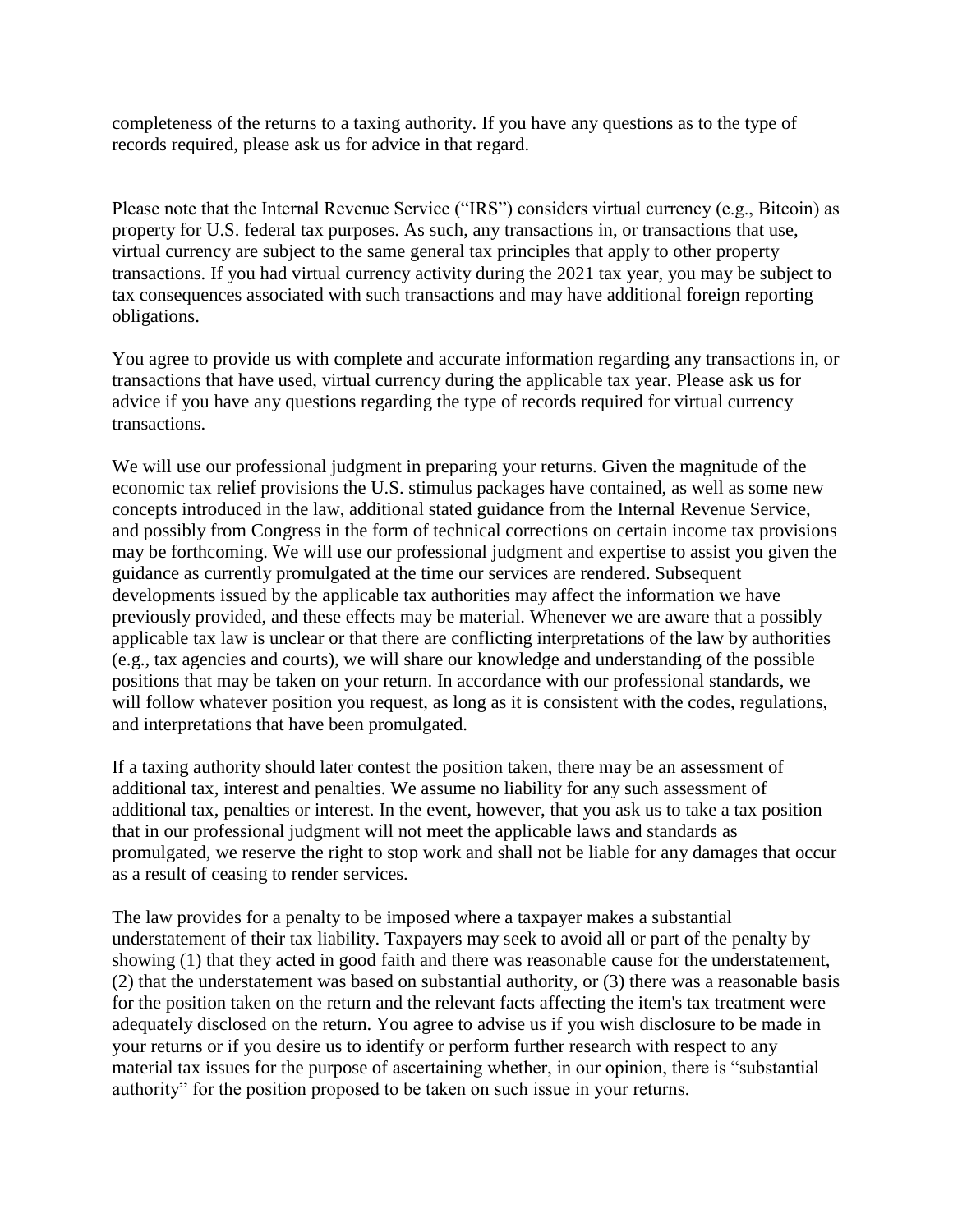completeness of the returns to a taxing authority. If you have any questions as to the type of records required, please ask us for advice in that regard.

Please note that the Internal Revenue Service ("IRS") considers virtual currency (e.g., Bitcoin) as property for U.S. federal tax purposes. As such, any transactions in, or transactions that use, virtual currency are subject to the same general tax principles that apply to other property transactions. If you had virtual currency activity during the 2021 tax year, you may be subject to tax consequences associated with such transactions and may have additional foreign reporting obligations.

You agree to provide us with complete and accurate information regarding any transactions in, or transactions that have used, virtual currency during the applicable tax year. Please ask us for advice if you have any questions regarding the type of records required for virtual currency transactions.

We will use our professional judgment in preparing your returns. Given the magnitude of the economic tax relief provisions the U.S. stimulus packages have contained, as well as some new concepts introduced in the law, additional stated guidance from the Internal Revenue Service, and possibly from Congress in the form of technical corrections on certain income tax provisions may be forthcoming. We will use our professional judgment and expertise to assist you given the guidance as currently promulgated at the time our services are rendered. Subsequent developments issued by the applicable tax authorities may affect the information we have previously provided, and these effects may be material. Whenever we are aware that a possibly applicable tax law is unclear or that there are conflicting interpretations of the law by authorities (e.g., tax agencies and courts), we will share our knowledge and understanding of the possible positions that may be taken on your return. In accordance with our professional standards, we will follow whatever position you request, as long as it is consistent with the codes, regulations, and interpretations that have been promulgated.

If a taxing authority should later contest the position taken, there may be an assessment of additional tax, interest and penalties. We assume no liability for any such assessment of additional tax, penalties or interest. In the event, however, that you ask us to take a tax position that in our professional judgment will not meet the applicable laws and standards as promulgated, we reserve the right to stop work and shall not be liable for any damages that occur as a result of ceasing to render services.

The law provides for a penalty to be imposed where a taxpayer makes a substantial understatement of their tax liability. Taxpayers may seek to avoid all or part of the penalty by showing (1) that they acted in good faith and there was reasonable cause for the understatement, (2) that the understatement was based on substantial authority, or (3) there was a reasonable basis for the position taken on the return and the relevant facts affecting the item's tax treatment were adequately disclosed on the return. You agree to advise us if you wish disclosure to be made in your returns or if you desire us to identify or perform further research with respect to any material tax issues for the purpose of ascertaining whether, in our opinion, there is "substantial authority" for the position proposed to be taken on such issue in your returns.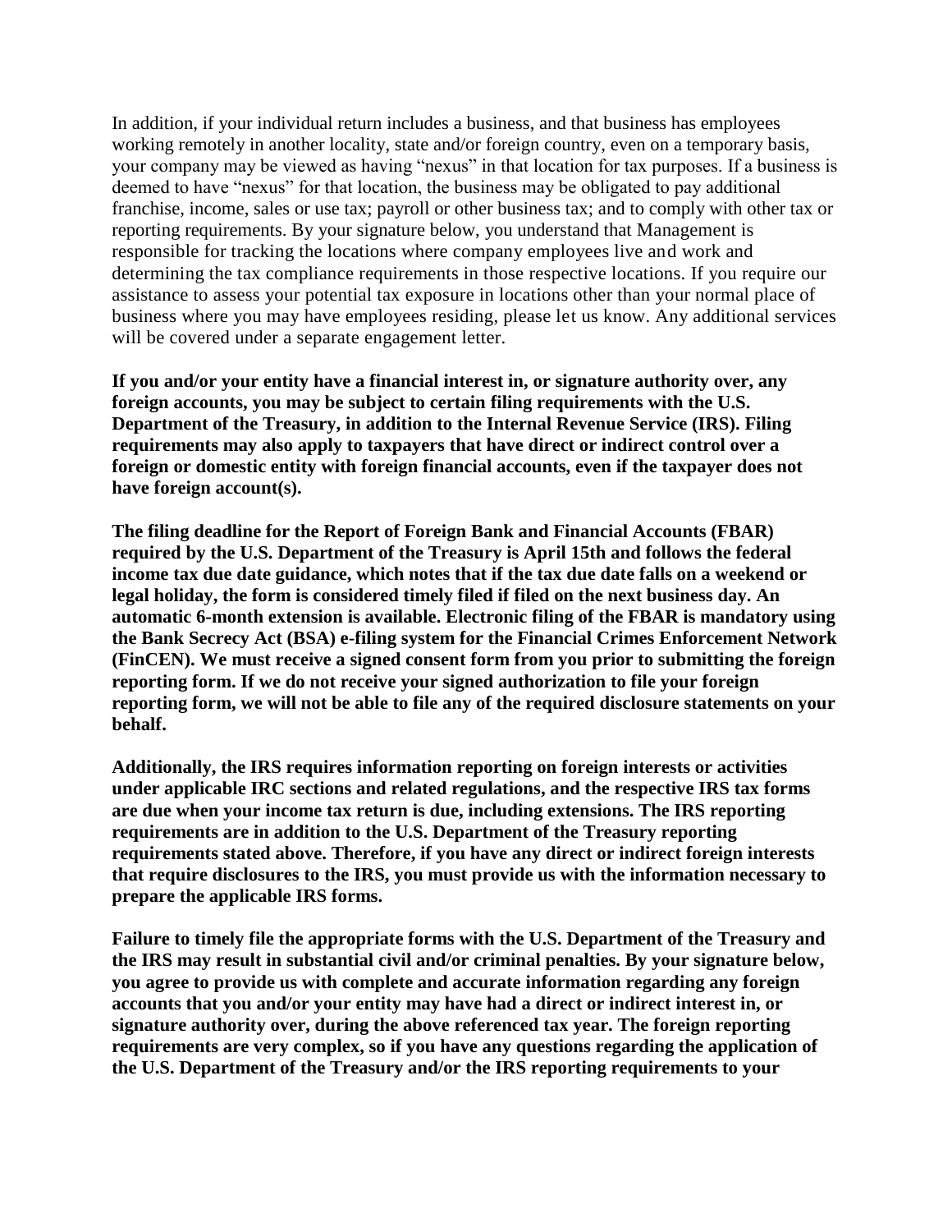In addition, if your individual return includes a business, and that business has employees working remotely in another locality, state and/or foreign country, even on a temporary basis, your company may be viewed as having "nexus" in that location for tax purposes. If a business is deemed to have "nexus" for that location, the business may be obligated to pay additional franchise, income, sales or use tax; payroll or other business tax; and to comply with other tax or reporting requirements. By your signature below, you understand that Management is responsible for tracking the locations where company employees live and work and determining the tax compliance requirements in those respective locations. If you require our assistance to assess your potential tax exposure in locations other than your normal place of business where you may have employees residing, please let us know. Any additional services will be covered under a separate engagement letter.

**If you and/or your entity have a financial interest in, or signature authority over, any foreign accounts, you may be subject to certain filing requirements with the U.S. Department of the Treasury, in addition to the Internal Revenue Service (IRS). Filing requirements may also apply to taxpayers that have direct or indirect control over a foreign or domestic entity with foreign financial accounts, even if the taxpayer does not have foreign account(s).**

**The filing deadline for the Report of Foreign Bank and Financial Accounts (FBAR) required by the U.S. Department of the Treasury is April 15th and follows the federal income tax due date guidance, which notes that if the tax due date falls on a weekend or legal holiday, the form is considered timely filed if filed on the next business day. An automatic 6-month extension is available. Electronic filing of the FBAR is mandatory using the Bank Secrecy Act (BSA) e-filing system for the Financial Crimes Enforcement Network (FinCEN). We must receive a signed consent form from you prior to submitting the foreign reporting form. If we do not receive your signed authorization to file your foreign reporting form, we will not be able to file any of the required disclosure statements on your behalf.**

**Additionally, the IRS requires information reporting on foreign interests or activities under applicable IRC sections and related regulations, and the respective IRS tax forms are due when your income tax return is due, including extensions. The IRS reporting requirements are in addition to the U.S. Department of the Treasury reporting requirements stated above. Therefore, if you have any direct or indirect foreign interests that require disclosures to the IRS, you must provide us with the information necessary to prepare the applicable IRS forms.**

**Failure to timely file the appropriate forms with the U.S. Department of the Treasury and the IRS may result in substantial civil and/or criminal penalties. By your signature below, you agree to provide us with complete and accurate information regarding any foreign accounts that you and/or your entity may have had a direct or indirect interest in, or signature authority over, during the above referenced tax year. The foreign reporting requirements are very complex, so if you have any questions regarding the application of the U.S. Department of the Treasury and/or the IRS reporting requirements to your**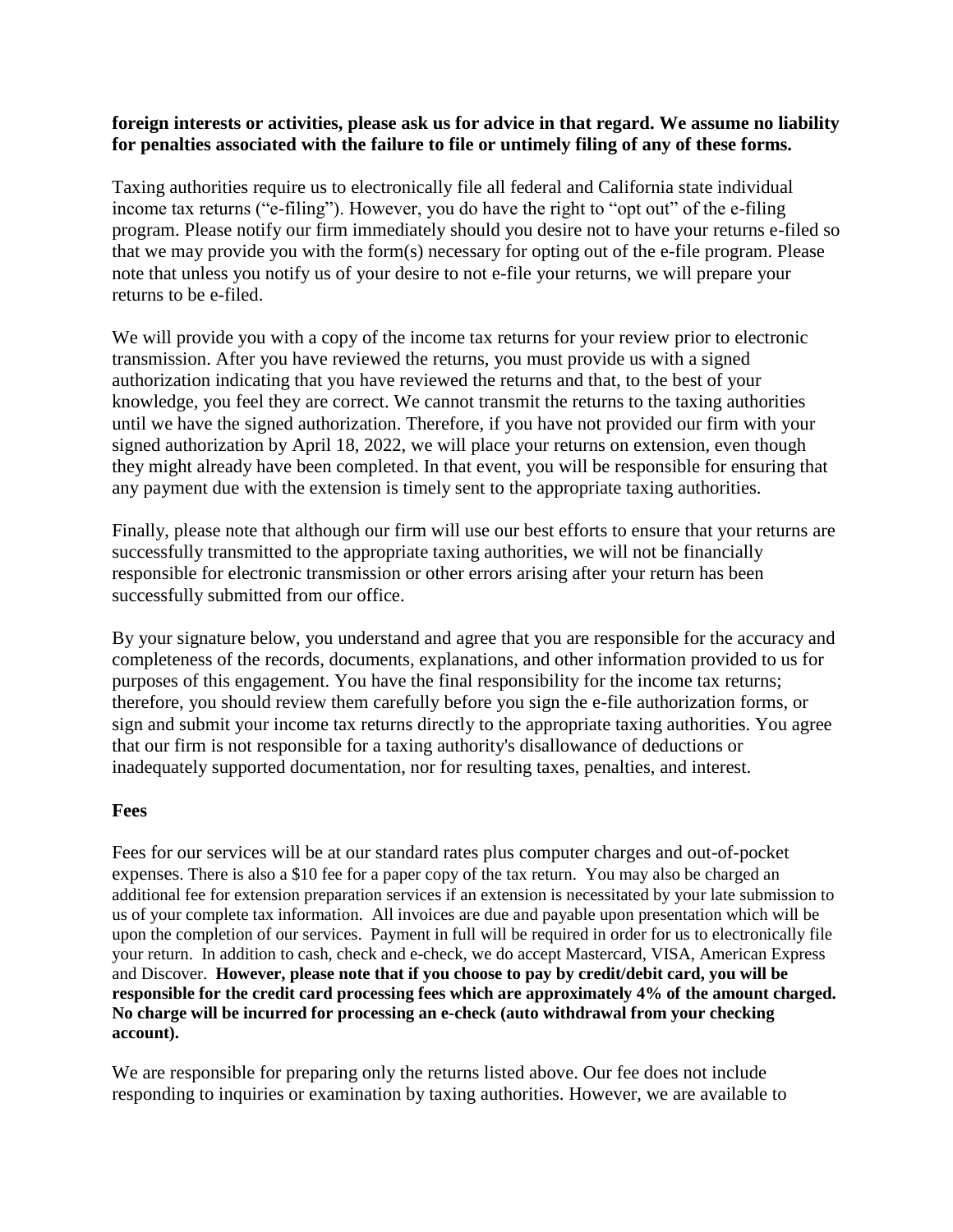**foreign interests or activities, please ask us for advice in that regard. We assume no liability for penalties associated with the failure to file or untimely filing of any of these forms.**

Taxing authorities require us to electronically file all federal and California state individual income tax returns ("e-filing"). However, you do have the right to "opt out" of the e-filing program. Please notify our firm immediately should you desire not to have your returns e-filed so that we may provide you with the form(s) necessary for opting out of the e-file program. Please note that unless you notify us of your desire to not e-file your returns, we will prepare your returns to be e-filed.

We will provide you with a copy of the income tax returns for your review prior to electronic transmission. After you have reviewed the returns, you must provide us with a signed authorization indicating that you have reviewed the returns and that, to the best of your knowledge, you feel they are correct. We cannot transmit the returns to the taxing authorities until we have the signed authorization. Therefore, if you have not provided our firm with your signed authorization by April 18, 2022, we will place your returns on extension, even though they might already have been completed. In that event, you will be responsible for ensuring that any payment due with the extension is timely sent to the appropriate taxing authorities.

Finally, please note that although our firm will use our best efforts to ensure that your returns are successfully transmitted to the appropriate taxing authorities, we will not be financially responsible for electronic transmission or other errors arising after your return has been successfully submitted from our office.

By your signature below, you understand and agree that you are responsible for the accuracy and completeness of the records, documents, explanations, and other information provided to us for purposes of this engagement. You have the final responsibility for the income tax returns; therefore, you should review them carefully before you sign the e-file authorization forms, or sign and submit your income tax returns directly to the appropriate taxing authorities. You agree that our firm is not responsible for a taxing authority's disallowance of deductions or inadequately supported documentation, nor for resulting taxes, penalties, and interest.

**Fees**

Fees for our services will be at our standard rates plus computer charges and out-of-pocket expenses. There is also a $10 fee for a paper copy of the tax return. You may also be charged an additional fee for extension preparation services if an extension is necessitated by your late submission to us of your complete tax information. All invoices are due and payable upon presentation which will be upon the completion of our services. Payment in full will be required in order for us to electronically file your return. In addition to cash, check and e-check, we do accept Mastercard, VISA, American Express and Discover. **However, please note that if you choose to pay by credit/debit card, you will be responsible for the credit card processing fees which are approximately 4% of the amount charged. No charge will be incurred for processing an e-check (auto withdrawal from your checking account).**

We are responsible for preparing only the returns listed above. Our fee does not include responding to inquiries or examination by taxing authorities. However, we are available to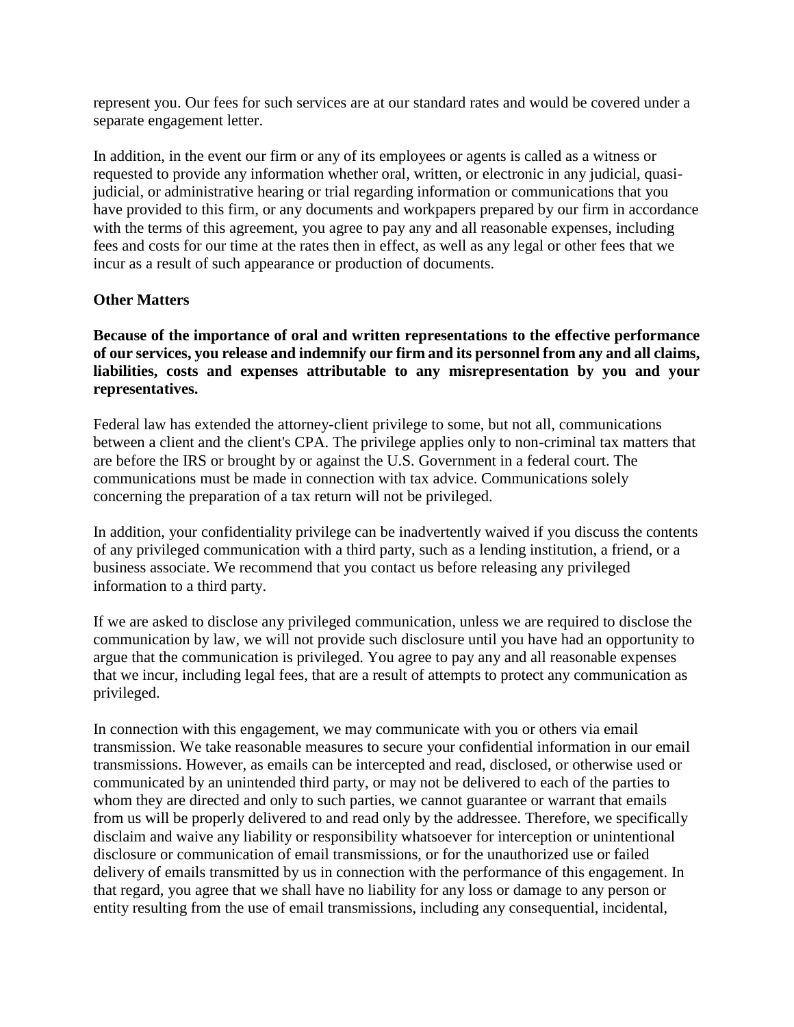represent you. Our fees for such services are at our standard rates and would be covered under a separate engagement letter.

In addition, in the event our firm or any of its employees or agents is called as a witness or requested to provide any information whether oral, written, or electronic in any judicial, quasi-judicial, or administrative hearing or trial regarding information or communications that you have provided to this firm, or any documents and workpapers prepared by our firm in accordance with the terms of this agreement, you agree to pay any and all reasonable expenses, including fees and costs for our time at the rates then in effect, as well as any legal or other fees that we incur as a result of such appearance or production of documents.

**Other Matters**

**Because of the importance of oral and written representations to the effective performance of our services, you release and indemnify our firm and its personnel from any and all claims, liabilities, costs and expenses attributable to any misrepresentation by you and your representatives.**

Federal law has extended the attorney-client privilege to some, but not all, communications between a client and the client's CPA. The privilege applies only to non-criminal tax matters that are before the IRS or brought by or against the U.S. Government in a federal court. The communications must be made in connection with tax advice. Communications solely concerning the preparation of a tax return will not be privileged.

In addition, your confidentiality privilege can be inadvertently waived if you discuss the contents of any privileged communication with a third party, such as a lending institution, a friend, or a business associate. We recommend that you contact us before releasing any privileged information to a third party.

If we are asked to disclose any privileged communication, unless we are required to disclose the communication by law, we will not provide such disclosure until you have had an opportunity to argue that the communication is privileged. You agree to pay any and all reasonable expenses that we incur, including legal fees, that are a result of attempts to protect any communication as privileged.

In connection with this engagement, we may communicate with you or others via email transmission. We take reasonable measures to secure your confidential information in our email transmissions. However, as emails can be intercepted and read, disclosed, or otherwise used or communicated by an unintended third party, or may not be delivered to each of the parties to whom they are directed and only to such parties, we cannot guarantee or warrant that emails from us will be properly delivered to and read only by the addressee. Therefore, we specifically disclaim and waive any liability or responsibility whatsoever for interception or unintentional disclosure or communication of email transmissions, or for the unauthorized use or failed delivery of emails transmitted by us in connection with the performance of this engagement. In that regard, you agree that we shall have no liability for any loss or damage to any person or entity resulting from the use of email transmissions, including any consequential, incidental,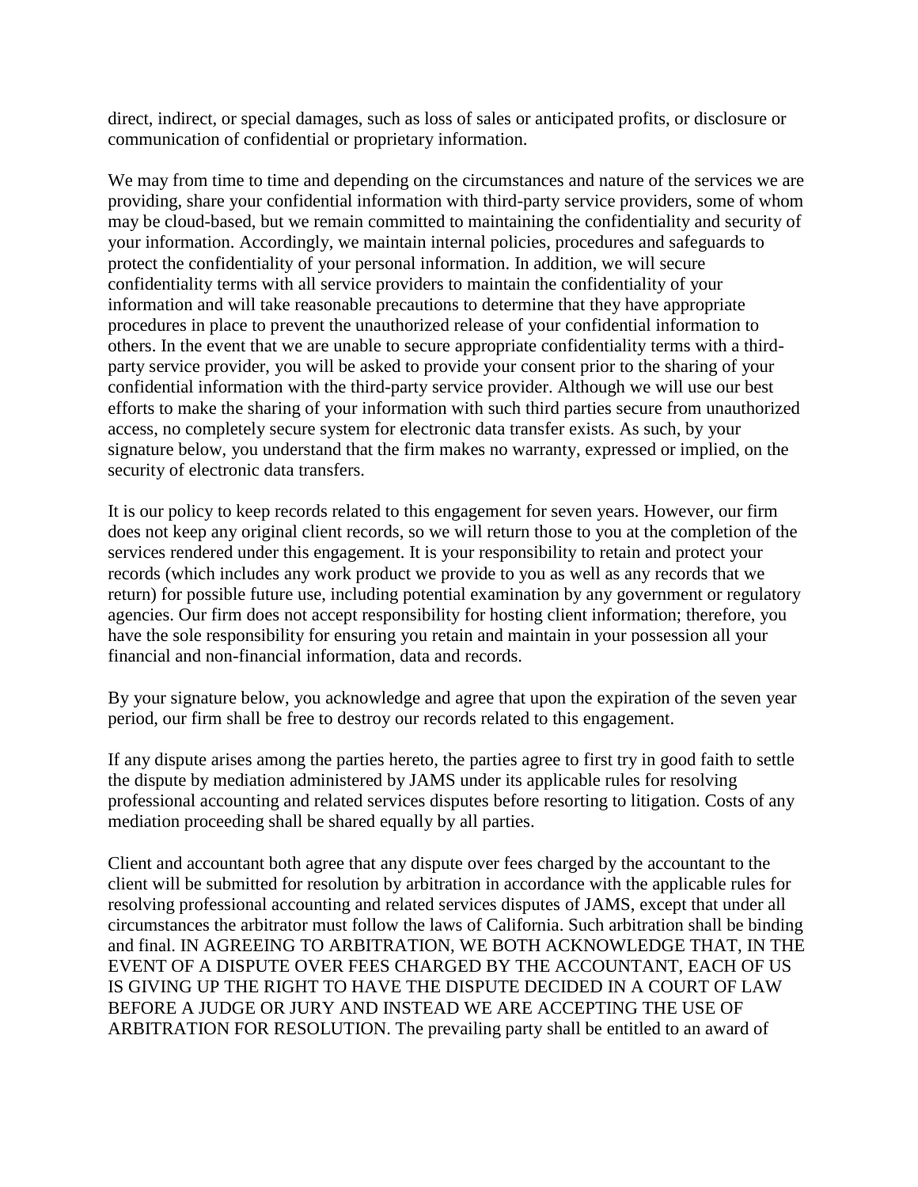direct, indirect, or special damages, such as loss of sales or anticipated profits, or disclosure or communication of confidential or proprietary information.

We may from time to time and depending on the circumstances and nature of the services we are providing, share your confidential information with third-party service providers, some of whom may be cloud-based, but we remain committed to maintaining the confidentiality and security of your information. Accordingly, we maintain internal policies, procedures and safeguards to protect the confidentiality of your personal information. In addition, we will secure confidentiality terms with all service providers to maintain the confidentiality of your information and will take reasonable precautions to determine that they have appropriate procedures in place to prevent the unauthorized release of your confidential information to others. In the event that we are unable to secure appropriate confidentiality terms with a third-party service provider, you will be asked to provide your consent prior to the sharing of your confidential information with the third-party service provider. Although we will use our best efforts to make the sharing of your information with such third parties secure from unauthorized access, no completely secure system for electronic data transfer exists. As such, by your signature below, you understand that the firm makes no warranty, expressed or implied, on the security of electronic data transfers.

It is our policy to keep records related to this engagement for seven years. However, our firm does not keep any original client records, so we will return those to you at the completion of the services rendered under this engagement. It is your responsibility to retain and protect your records (which includes any work product we provide to you as well as any records that we return) for possible future use, including potential examination by any government or regulatory agencies. Our firm does not accept responsibility for hosting client information; therefore, you have the sole responsibility for ensuring you retain and maintain in your possession all your financial and non-financial information, data and records.

By your signature below, you acknowledge and agree that upon the expiration of the seven year period, our firm shall be free to destroy our records related to this engagement.

If any dispute arises among the parties hereto, the parties agree to first try in good faith to settle the dispute by mediation administered by JAMS under its applicable rules for resolving professional accounting and related services disputes before resorting to litigation. Costs of any mediation proceeding shall be shared equally by all parties.

Client and accountant both agree that any dispute over fees charged by the accountant to the client will be submitted for resolution by arbitration in accordance with the applicable rules for resolving professional accounting and related services disputes of JAMS, except that under all circumstances the arbitrator must follow the laws of California. Such arbitration shall be binding and final. IN AGREEING TO ARBITRATION, WE BOTH ACKNOWLEDGE THAT, IN THE EVENT OF A DISPUTE OVER FEES CHARGED BY THE ACCOUNTANT, EACH OF US IS GIVING UP THE RIGHT TO HAVE THE DISPUTE DECIDED IN A COURT OF LAW BEFORE A JUDGE OR JURY AND INSTEAD WE ARE ACCEPTING THE USE OF ARBITRATION FOR RESOLUTION. The prevailing party shall be entitled to an award of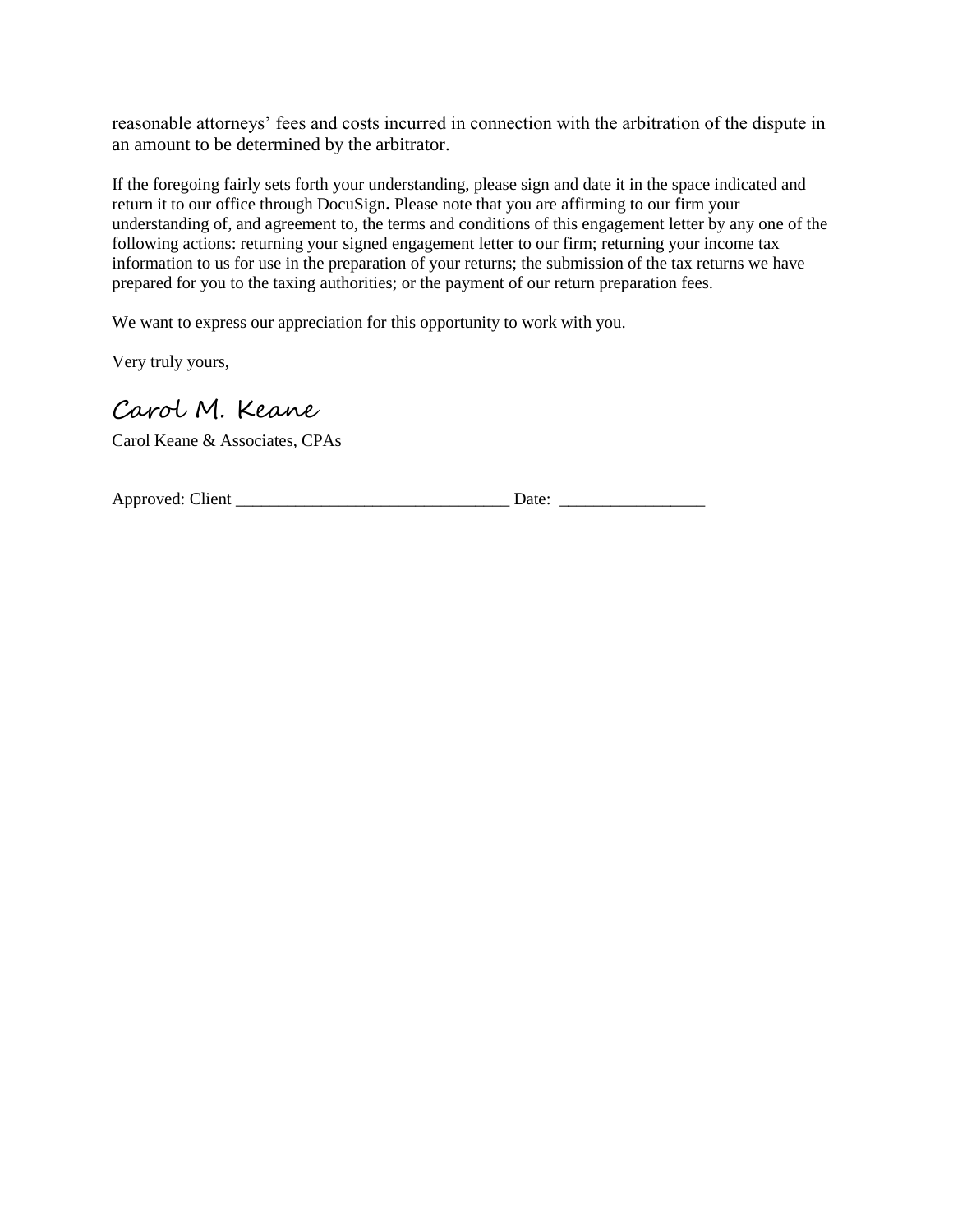reasonable attorneys' fees and costs incurred in connection with the arbitration of the dispute in an amount to be determined by the arbitrator.

If the foregoing fairly sets forth your understanding, please sign and date it in the space indicated and return it to our office through DocuSign**.** Please note that you are affirming to our firm your understanding of, and agreement to, the terms and conditions of this engagement letter by any one of the following actions: returning your signed engagement letter to our firm; returning your income tax information to us for use in the preparation of your returns; the submission of the tax returns we have prepared for you to the taxing authorities; or the payment of our return preparation fees.

We want to express our appreciation for this opportunity to work with you.

Very truly yours,

Carol M. Keane

Carol Keane & Associates, CPAs

Approved: Client _______________________________ Date: ________________